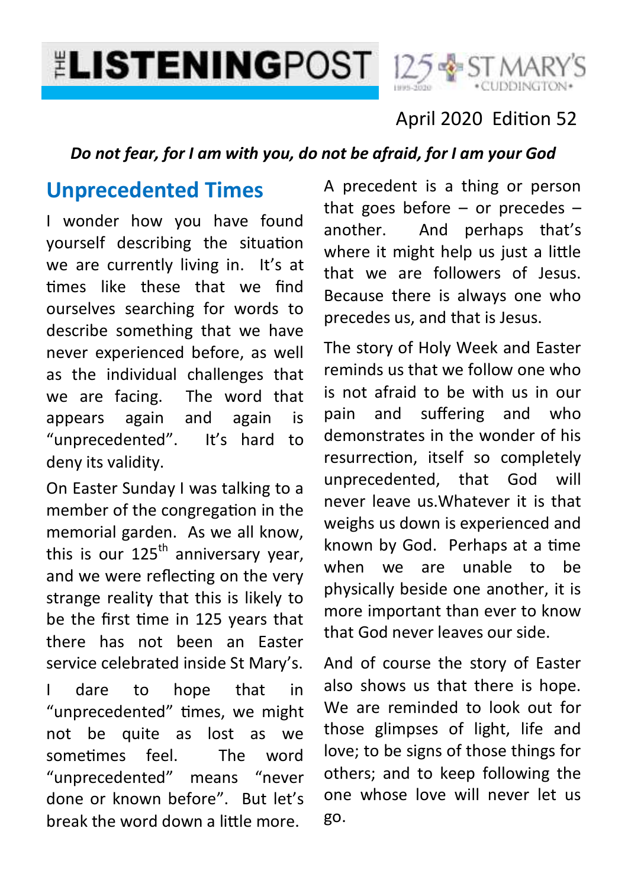# THE LISTENINGPOST

125 ST MARY'S CUDDINGTON 1895-2020

April 2020 Edition 52

***Do not fear, for I am with you, do not be afraid, for I am your God***

## Unprecedented Times

I wonder how you have found yourself describing the situation we are currently living in. It's at times like these that we find ourselves searching for words to describe something that we have never experienced before, as well as the individual challenges that we are facing. The word that appears again and again is "unprecedented". It's hard to deny its validity.

On Easter Sunday I was talking to a member of the congregation in the memorial garden. As we all know, this is our 125th anniversary year, and we were reflecting on the very strange reality that this is likely to be the first time in 125 years that there has not been an Easter service celebrated inside St Mary's.

I dare to hope that in "unprecedented" times, we might not be quite as lost as we sometimes feel. The word "unprecedented" means "never done or known before". But let's break the word down a little more.

A precedent is a thing or person that goes before – or precedes – another. And perhaps that's where it might help us just a little that we are followers of Jesus. Because there is always one who precedes us, and that is Jesus.

The story of Holy Week and Easter reminds us that we follow one who is not afraid to be with us in our pain and suffering and who demonstrates in the wonder of his resurrection, itself so completely unprecedented, that God will never leave us.Whatever it is that weighs us down is experienced and known by God. Perhaps at a time when we are unable to be physically beside one another, it is more important than ever to know that God never leaves our side.

And of course the story of Easter also shows us that there is hope. We are reminded to look out for those glimpses of light, life and love; to be signs of those things for others; and to keep following the one whose love will never let us go.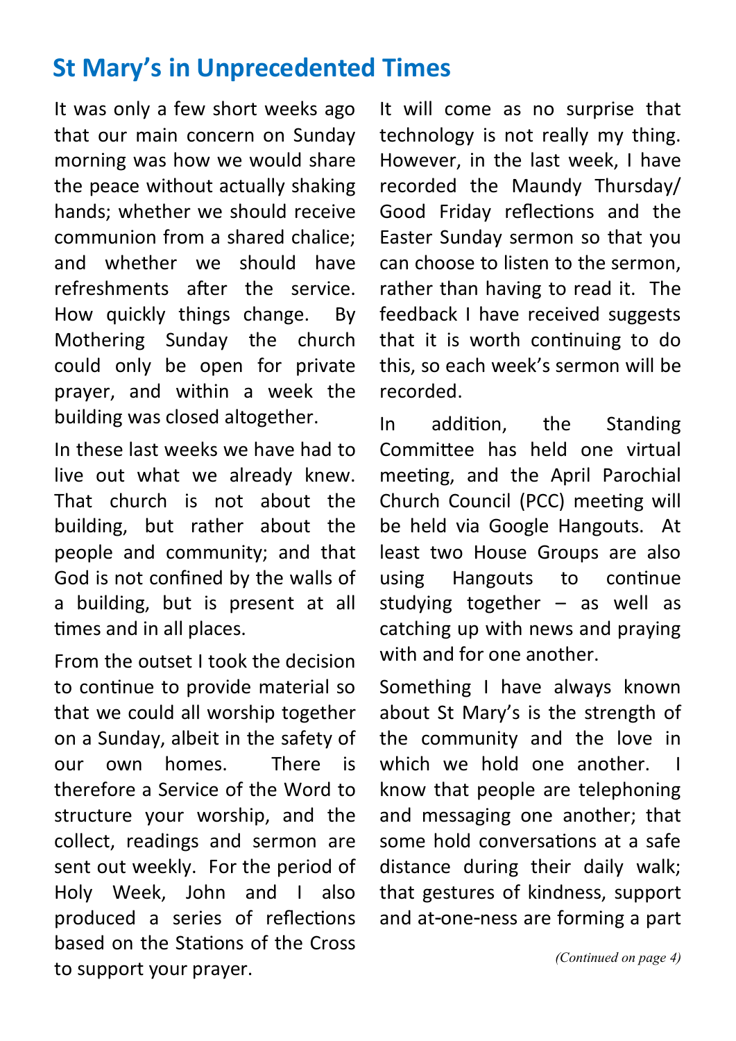## St Mary's in Unprecedented Times

It was only a few short weeks ago that our main concern on Sunday morning was how we would share the peace without actually shaking hands; whether we should receive communion from a shared chalice; and whether we should have refreshments after the service. How quickly things change. By Mothering Sunday the church could only be open for private prayer, and within a week the building was closed altogether.

In these last weeks we have had to live out what we already knew. That church is not about the building, but rather about the people and community; and that God is not confined by the walls of a building, but is present at all times and in all places.

From the outset I took the decision to continue to provide material so that we could all worship together on a Sunday, albeit in the safety of our own homes. There is therefore a Service of the Word to structure your worship, and the collect, readings and sermon are sent out weekly. For the period of Holy Week, John and I also produced a series of reflections based on the Stations of the Cross to support your prayer.

It will come as no surprise that technology is not really my thing. However, in the last week, I have recorded the Maundy Thursday/ Good Friday reflections and the Easter Sunday sermon so that you can choose to listen to the sermon, rather than having to read it. The feedback I have received suggests that it is worth continuing to do this, so each week's sermon will be recorded.

In addition, the Standing Committee has held one virtual meeting, and the April Parochial Church Council (PCC) meeting will be held via Google Hangouts. At least two House Groups are also using Hangouts to continue studying together – as well as catching up with news and praying with and for one another.

Something I have always known about St Mary's is the strength of the community and the love in which we hold one another. I know that people are telephoning and messaging one another; that some hold conversations at a safe distance during their daily walk; that gestures of kindness, support and at-one-ness are forming a part

*(Continued on page 4)*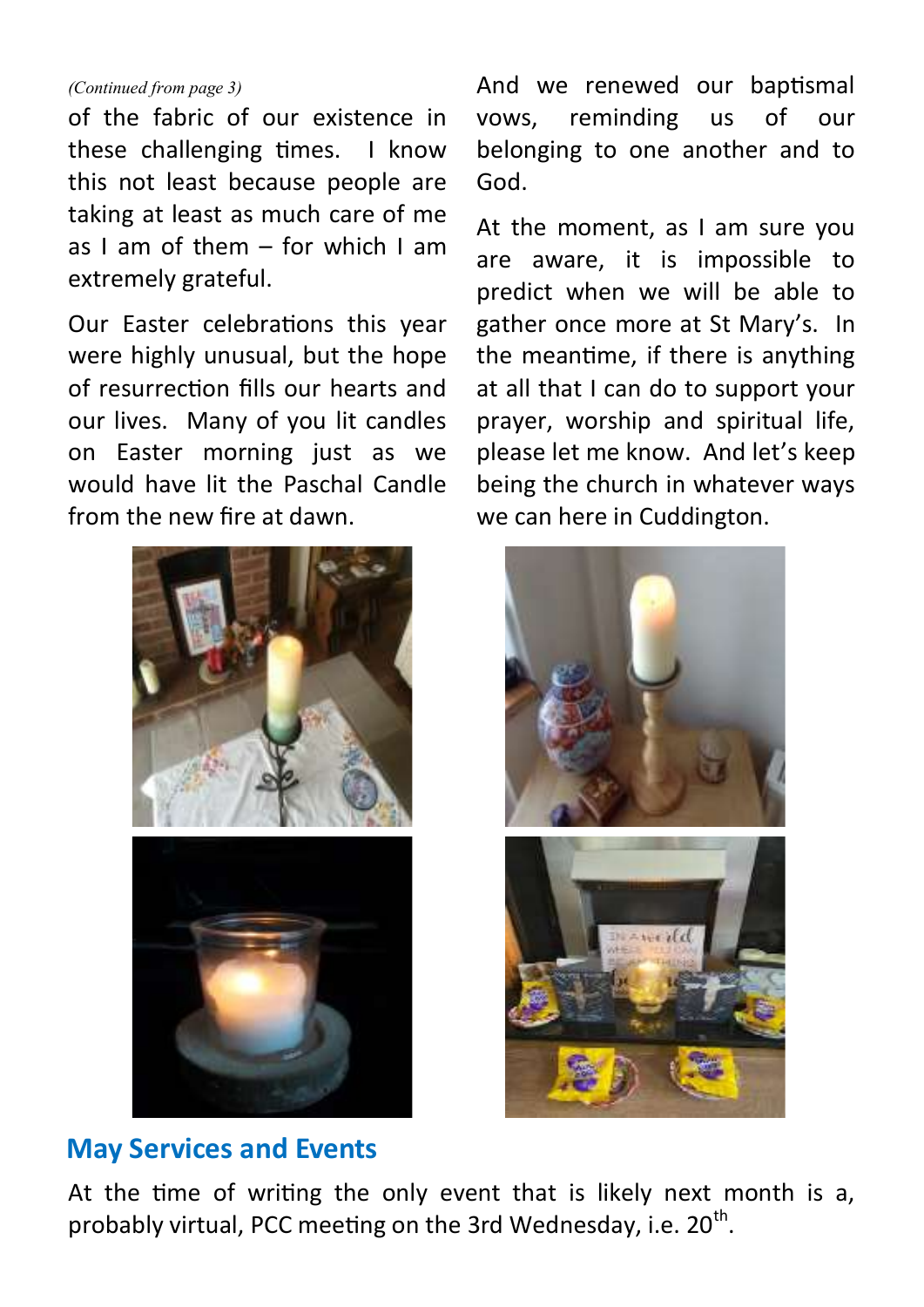*(Continued from page 3)*

of the fabric of our existence in these challenging times. I know this not least because people are taking at least as much care of me as I am of them – for which I am extremely grateful.

Our Easter celebrations this year were highly unusual, but the hope of resurrection fills our hearts and our lives. Many of you lit candles on Easter morning just as we would have lit the Paschal Candle from the new fire at dawn.

And we renewed our baptismal vows, reminding us of our belonging to one another and to God.

At the moment, as I am sure you are aware, it is impossible to predict when we will be able to gather once more at St Mary's. In the meantime, if there is anything at all that I can do to support your prayer, worship and spiritual life, please let me know. And let's keep being the church in whatever ways we can here in Cuddington.

## May Services and Events

At the time of writing the only event that is likely next month is a, probably virtual, PCC meeting on the 3rd Wednesday, i.e. 20th.